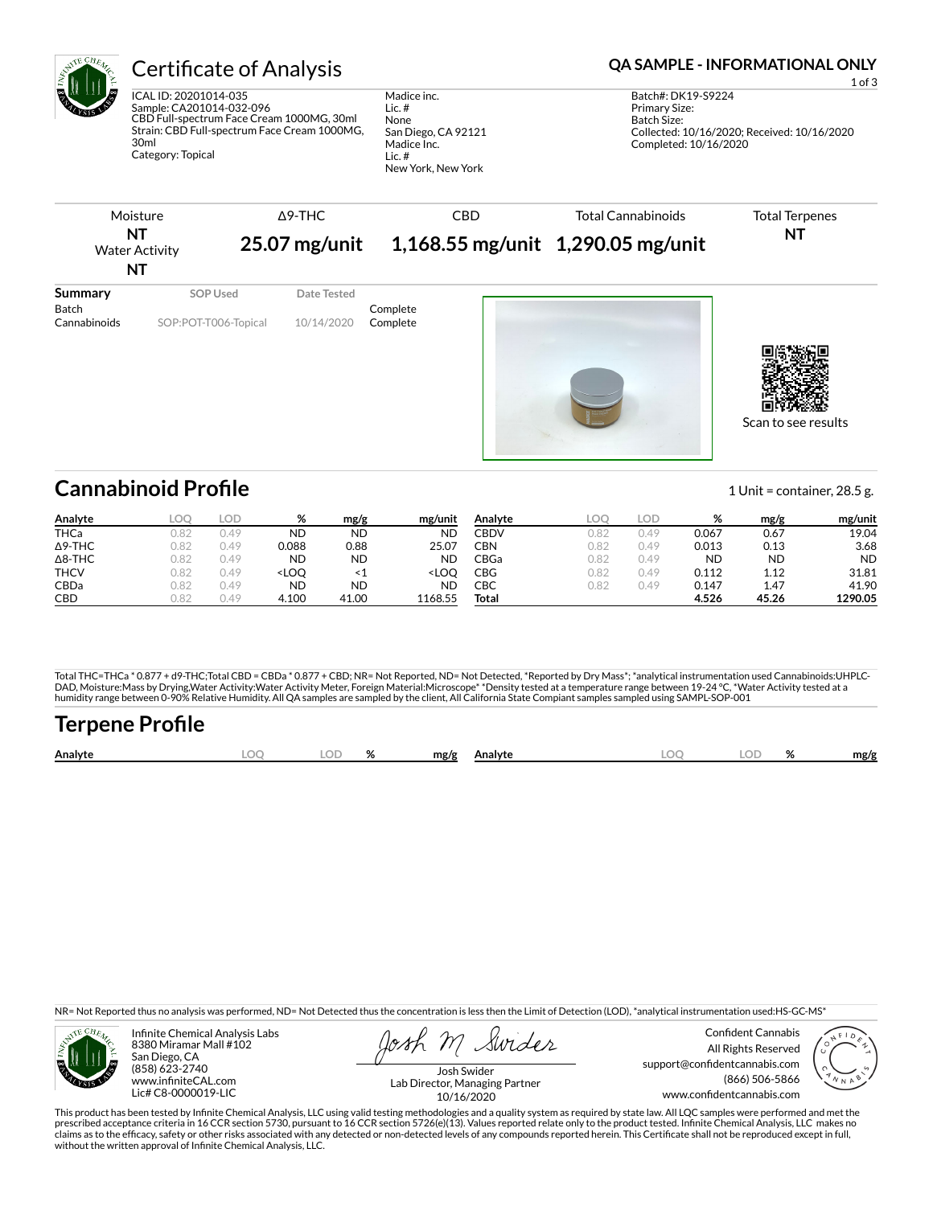# Certificate of Analysis

**QA SAMPLE - INFORMATIONAL ONLY**

ICAL ID: 20201014-035
Sample: CA201014-032-096
CBD Full-spectrum Face Cream 1000MG, 30ml
Strain: CBD Full-spectrum Face Cream 1000MG, 30ml
Category: Topical

Madice inc.
Lic. #
None
San Diego, CA 92121
Madice Inc.
Lic. #
New York, New York

Batch#: DK19-S9224
Primary Size:
Batch Size:
Collected: 10/16/2020; Received: 10/16/2020
Completed: 10/16/2020

| Moisture | Δ9-THC | CBD | Total Cannabinoids | Total Terpenes |
|---|---|---|---|---|
| **NT** | **25.07 mg/unit** | **1,168.55 mg/unit** | **1,290.05 mg/unit** | **NT** |
| Water Activity **NT** | | | | |

| Summary | SOP Used | Date Tested | |
|---|---|---|---|
| Batch | | | Complete |
| Cannabinoids | SOP:POT-T006-Topical | 10/14/2020 | Complete |

Scan to see results

## Cannabinoid Profile

1 Unit = container, 28.5 g.

| Analyte | LOQ | LOD | % | mg/g | mg/unit | Analyte | LOQ | LOD | % | mg/g | mg/unit |
|---|---|---|---|---|---|---|---|---|---|---|---|
| THCa | 0.82 | 0.49 | ND | ND | ND | CBDV | 0.82 | 0.49 | 0.067 | 0.67 | 19.04 |
| Δ9-THC | 0.82 | 0.49 | 0.088 | 0.88 | 25.07 | CBN | 0.82 | 0.49 | 0.013 | 0.13 | 3.68 |
| Δ8-THC | 0.82 | 0.49 | ND | ND | ND | CBGa | 0.82 | 0.49 | ND | ND | ND |
| THCV | 0.82 | 0.49 | <LOQ | <1 | <LOQ | CBG | 0.82 | 0.49 | 0.112 | 1.12 | 31.81 |
| CBDa | 0.82 | 0.49 | ND | ND | ND | CBC | 0.82 | 0.49 | 0.147 | 1.47 | 41.90 |
| CBD | 0.82 | 0.49 | 4.100 | 41.00 | 1168.55 | **Total** | | | **4.526** | **45.26** | **1290.05** |

Total THC=THCa * 0.877 + d9-THC;Total CBD = CBDa * 0.877 + CBD; NR= Not Reported, ND= Not Detected, *Reported by Dry Mass*; *analytical instrumentation used Cannabinoids:UHPLC-DAD, Moisture:Mass by Drying,Water Activity:Water Activity Meter, Foreign Material:Microscope* *Density tested at a temperature range between 19-24 °C, *Water Activity tested at a humidity range between 0-90% Relative Humidity. All QA samples are sampled by the client, All California State Compiant samples sampled using SAMPL-SOP-001

## Terpene Profile

| Analyte | LOQ | LOD | % | mg/g | Analyte | LOQ | LOD | % | mg/g |
|---|---|---|---|---|---|---|---|---|---|

NR= Not Reported thus no analysis was performed, ND= Not Detected thus the concentration is less then the Limit of Detection (LOD), *analytical instrumentation used:HS-GC-MS*

Infinite Chemical Analysis Labs
8380 Miramar Mall #102
San Diego, CA
(858) 623-2740
www.infiniteCAL.com
Lic# C8-0000019-LIC

Josh Swider
Lab Director, Managing Partner
10/16/2020

Confident Cannabis
All Rights Reserved
support@confidentcannabis.com
(866) 506-5866
www.confidentcannabis.com

This product has been tested by Infinite Chemical Analysis, LLC using valid testing methodologies and a quality system as required by state law. All LQC samples were performed and met the prescribed acceptance criteria in 16 CCR section 5730, pursuant to 16 CCR section 5726(e)(13). Values reported relate only to the product tested. Infinite Chemical Analysis, LLC makes no claims as to the efficacy, safety or other risks associated with any detected or non-detected levels of any compounds reported herein. This Certificate shall not be reproduced except in full, without the written approval of Infinite Chemical Analysis, LLC.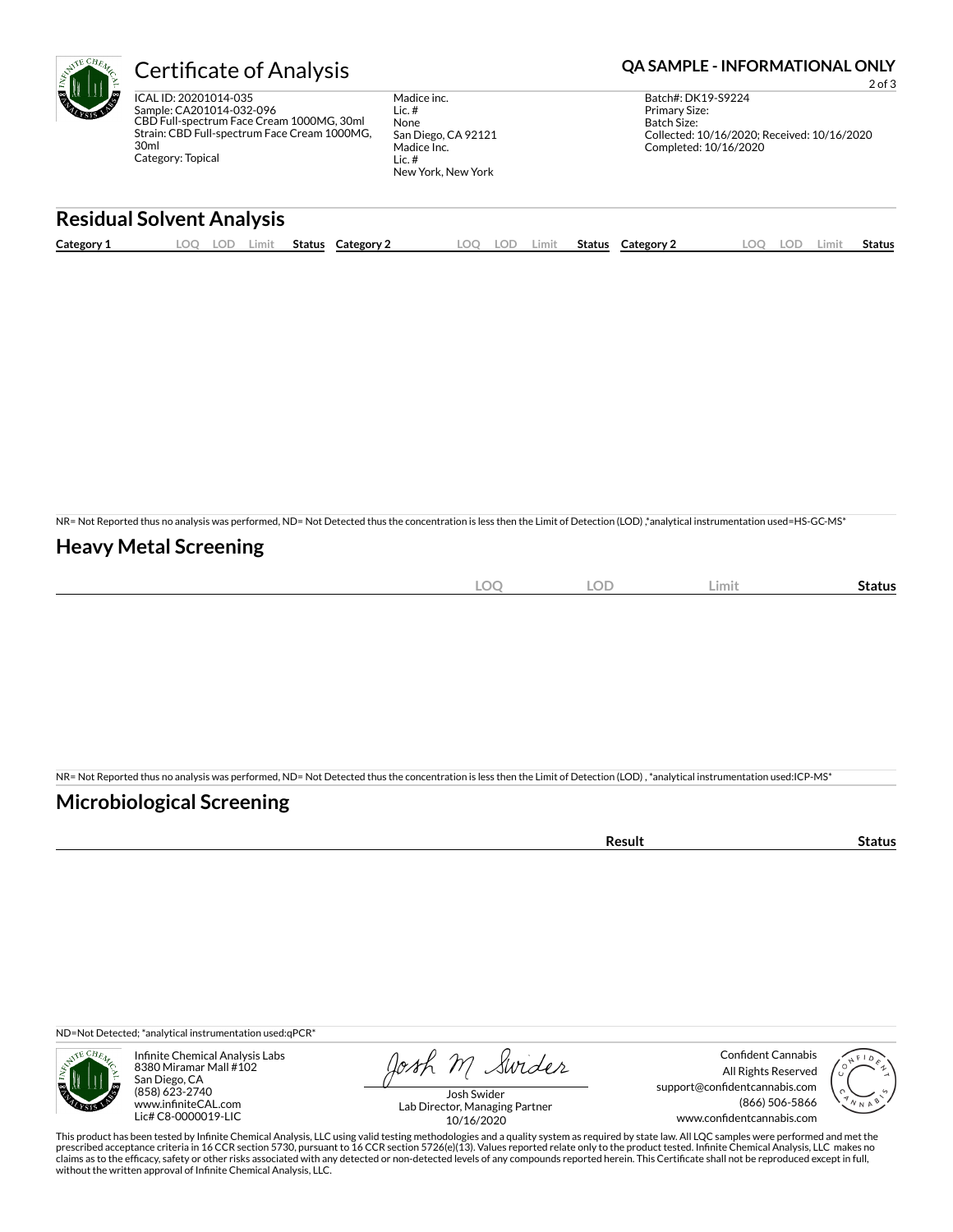# Certificate of Analysis

**QA SAMPLE - INFORMATIONAL ONLY**

ICAL ID: 20201014-035
Sample: CA201014-032-096
CBD Full-spectrum Face Cream 1000MG, 30ml
Strain: CBD Full-spectrum Face Cream 1000MG, 30ml
Category: Topical

Madice inc.
Lic. #
None
San Diego, CA 92121
Madice Inc.
Lic. #
New York, New York

Batch#: DK19-S9224
Primary Size:
Batch Size:
Collected: 10/16/2020; Received: 10/16/2020
Completed: 10/16/2020

## Residual Solvent Analysis

| Category 1 | LOQ | LOD | Limit | Status | Category 2 | LOQ | LOD | Limit | Status | Category 2 | LOQ | LOD | Limit | Status |
|---|---|---|---|---|---|---|---|---|---|---|---|---|---|---|

NR= Not Reported thus no analysis was performed, ND= Not Detected thus the concentration is less then the Limit of Detection (LOD) ,*analytical instrumentation used=HS-GC-MS*

## Heavy Metal Screening

| | LOQ | LOD | Limit | Status |
|---|---|---|---|---|

NR= Not Reported thus no analysis was performed, ND= Not Detected thus the concentration is less then the Limit of Detection (LOD) , *analytical instrumentation used:ICP-MS*

## Microbiological Screening

| | Result | Status |
|---|---|---|

ND=Not Detected; *analytical instrumentation used:qPCR*

Infinite Chemical Analysis Labs
8380 Miramar Mall #102
San Diego, CA
(858) 623-2740
www.infiniteCAL.com
Lic# C8-0000019-LIC

Josh Swider
Lab Director, Managing Partner
10/16/2020

Confident Cannabis
All Rights Reserved
support@confidentcannabis.com
(866) 506-5866
www.confidentcannabis.com

This product has been tested by Infinite Chemical Analysis, LLC using valid testing methodologies and a quality system as required by state law. All LQC samples were performed and met the prescribed acceptance criteria in 16 CCR section 5730, pursuant to 16 CCR section 5726(e)(13). Values reported relate only to the product tested. Infinite Chemical Analysis, LLC makes no claims as to the efficacy, safety or other risks associated with any detected or non-detected levels of any compounds reported herein. This Certificate shall not be reproduced except in full, without the written approval of Infinite Chemical Analysis, LLC.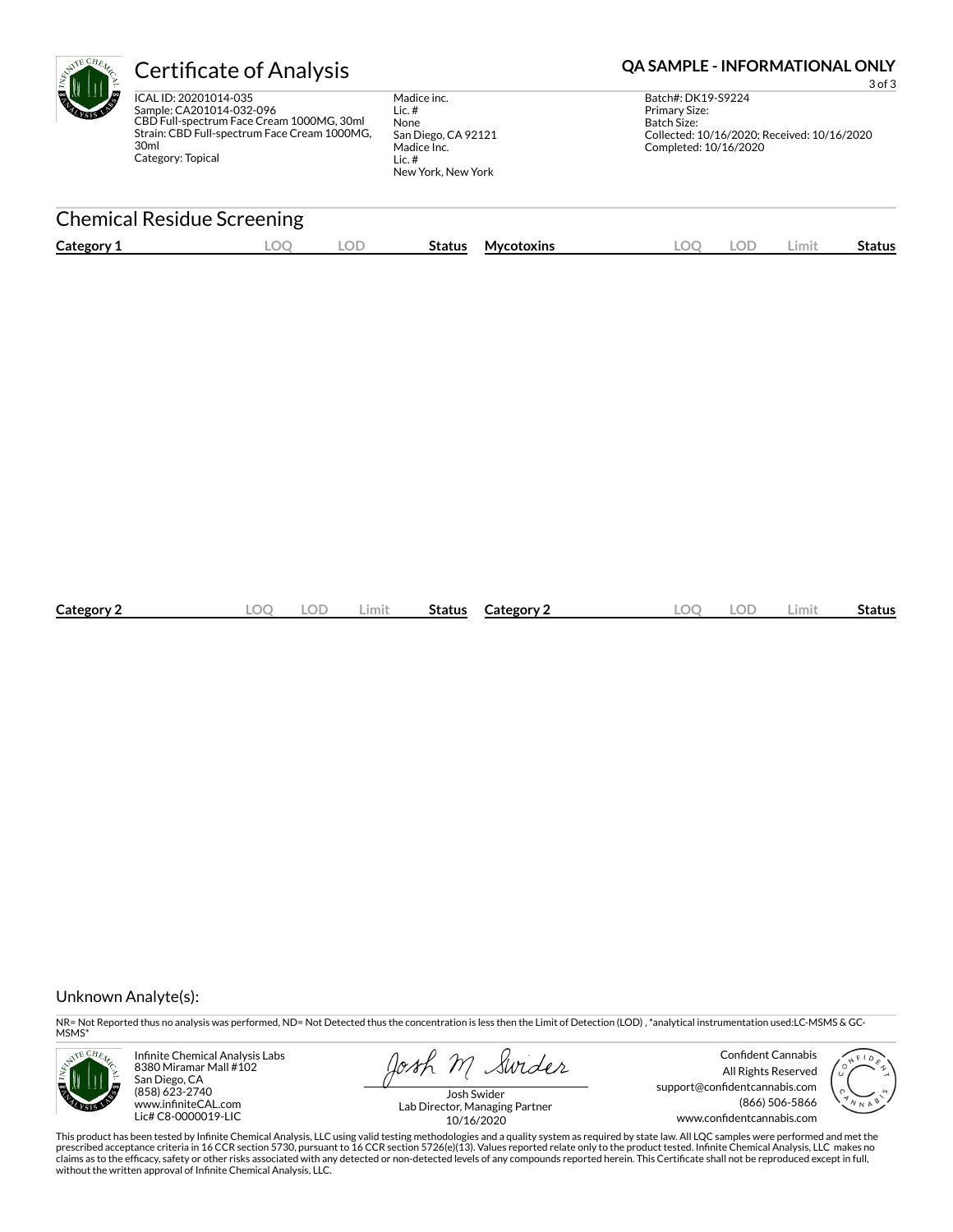# Certificate of Analysis

**QA SAMPLE - INFORMATIONAL ONLY**

ICAL ID: 20201014-035
Sample: CA201014-032-096
CBD Full-spectrum Face Cream 1000MG, 30ml
Strain: CBD Full-spectrum Face Cream 1000MG, 30ml
Category: Topical

Madice inc.
Lic. #
None
San Diego, CA 92121
Madice Inc.
Lic. #
New York, New York

Batch#: DK19-S9224
Primary Size:
Batch Size:
Collected: 10/16/2020; Received: 10/16/2020
Completed: 10/16/2020

## Chemical Residue Screening

| Category 1 | LOQ | LOD | Status |
|---|---|---|---|

| Mycotoxins | LOQ | LOD | Limit | Status |
|---|---|---|---|---|

| Category 2 | LOQ | LOD | Limit | Status |
|---|---|---|---|---|

| Category 2 | LOQ | LOD | Limit | Status |
|---|---|---|---|---|

Unknown Analyte(s):

NR= Not Reported thus no analysis was performed, ND= Not Detected thus the concentration is less then the Limit of Detection (LOD) , *analytical instrumentation used:LC-MSMS & GC-MSMS*

Infinite Chemical Analysis Labs
8380 Miramar Mall #102
San Diego, CA
(858) 623-2740
www.infiniteCAL.com
Lic# C8-0000019-LIC

Josh Swider
Lab Director, Managing Partner
10/16/2020

Confident Cannabis
All Rights Reserved
support@confidentcannabis.com
(866) 506-5866
www.confidentcannabis.com

This product has been tested by Infinite Chemical Analysis, LLC using valid testing methodologies and a quality system as required by state law. All LQC samples were performed and met the prescribed acceptance criteria in 16 CCR section 5730, pursuant to 16 CCR section 5726(e)(13). Values reported relate only to the product tested. Infinite Chemical Analysis, LLC makes no claims as to the efficacy, safety or other risks associated with any detected or non-detected levels of any compounds reported herein. This Certificate shall not be reproduced except in full, without the written approval of Infinite Chemical Analysis, LLC.